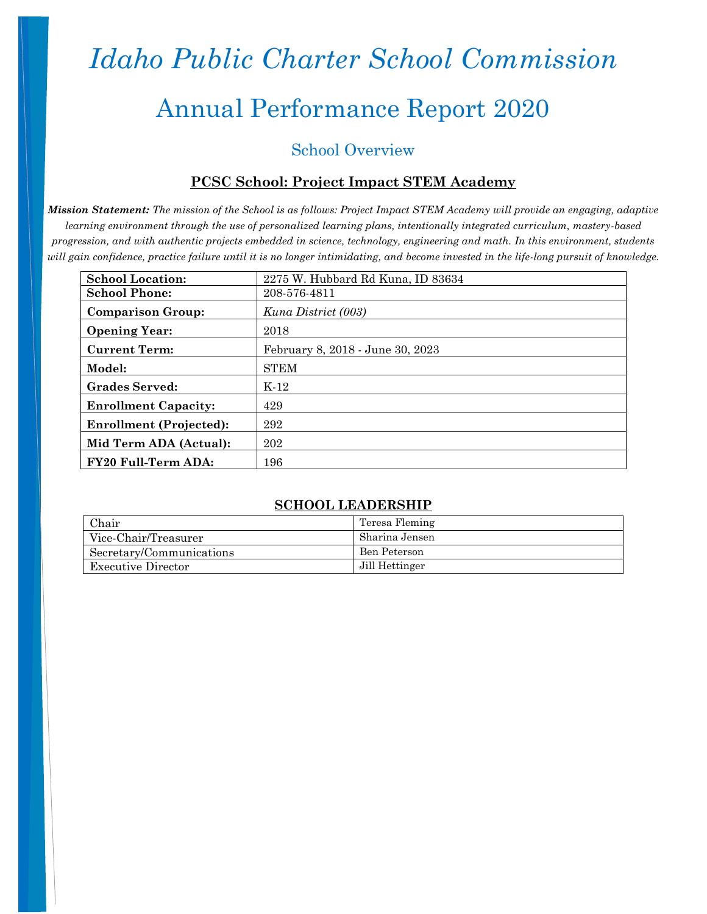# *Idaho Public Charter School Commission*

# Annual Performance Report 2020

## School Overview

### PCSC School: Project Impact STEM Academy

***Mission Statement:*** *The mission of the School is as follows: Project Impact STEM Academy will provide an engaging, adaptive learning environment through the use of personalized learning plans, intentionally integrated curriculum, mastery-based progression, and with authentic projects embedded in science, technology, engineering and math. In this environment, students will gain confidence, practice failure until it is no longer intimidating, and become invested in the life-long pursuit of knowledge.*

| | |
|---|---|
| **School Location:** | 2275 W. Hubbard Rd Kuna, ID 83634 |
| **School Phone:** | 208-576-4811 |
| **Comparison Group:** | *Kuna District (003)* |
| **Opening Year:** | 2018 |
| **Current Term:** | February 8, 2018 - June 30, 2023 |
| **Model:** | STEM |
| **Grades Served:** | K-12 |
| **Enrollment Capacity:** | 429 |
| **Enrollment (Projected):** | 292 |
| **Mid Term ADA (Actual):** | 202 |
| **FY20 Full-Term ADA:** | 196 |

### SCHOOL LEADERSHIP

| | |
|---|---|
| Chair | Teresa Fleming |
| Vice-Chair/Treasurer | Sharina Jensen |
| Secretary/Communications | Ben Peterson |
| Executive Director | Jill Hettinger |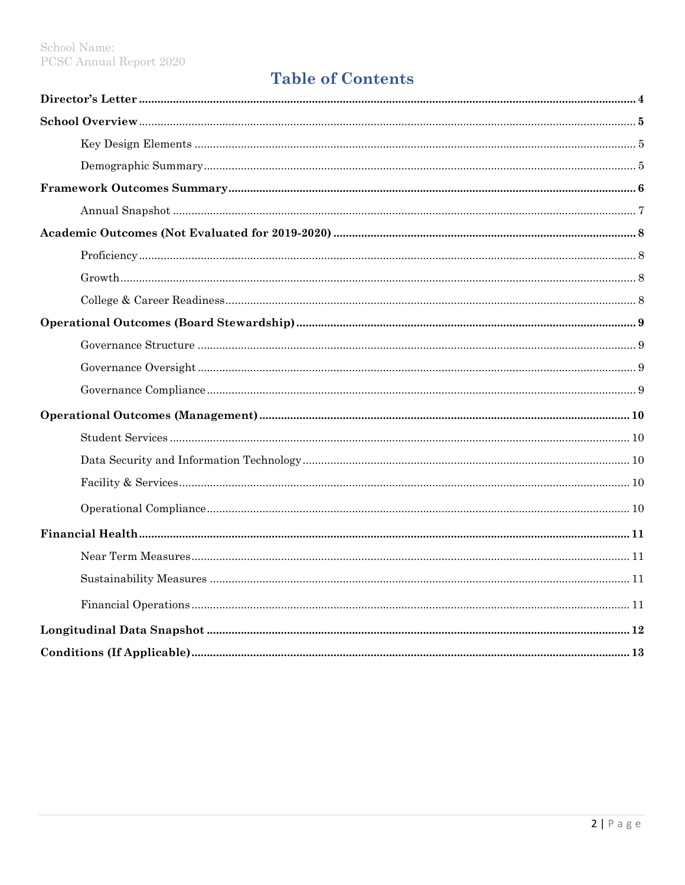# Table of Contents

**Director's Letter** ........ 4

**School Overview** ........ 5

- Key Design Elements ........ 5
- Demographic Summary ........ 5

**Framework Outcomes Summary** ........ 6

- Annual Snapshot ........ 7

**Academic Outcomes (Not Evaluated for 2019-2020)** ........ 8

- Proficiency ........ 8
- Growth ........ 8
- College & Career Readiness ........ 8

**Operational Outcomes (Board Stewardship)** ........ 9

- Governance Structure ........ 9
- Governance Oversight ........ 9
- Governance Compliance ........ 9

**Operational Outcomes (Management)** ........ 10

- Student Services ........ 10
- Data Security and Information Technology ........ 10
- Facility & Services ........ 10
- Operational Compliance ........ 10

**Financial Health** ........ 11

- Near Term Measures ........ 11
- Sustainability Measures ........ 11
- Financial Operations ........ 11

**Longitudinal Data Snapshot** ........ 12

**Conditions (If Applicable)** ........ 13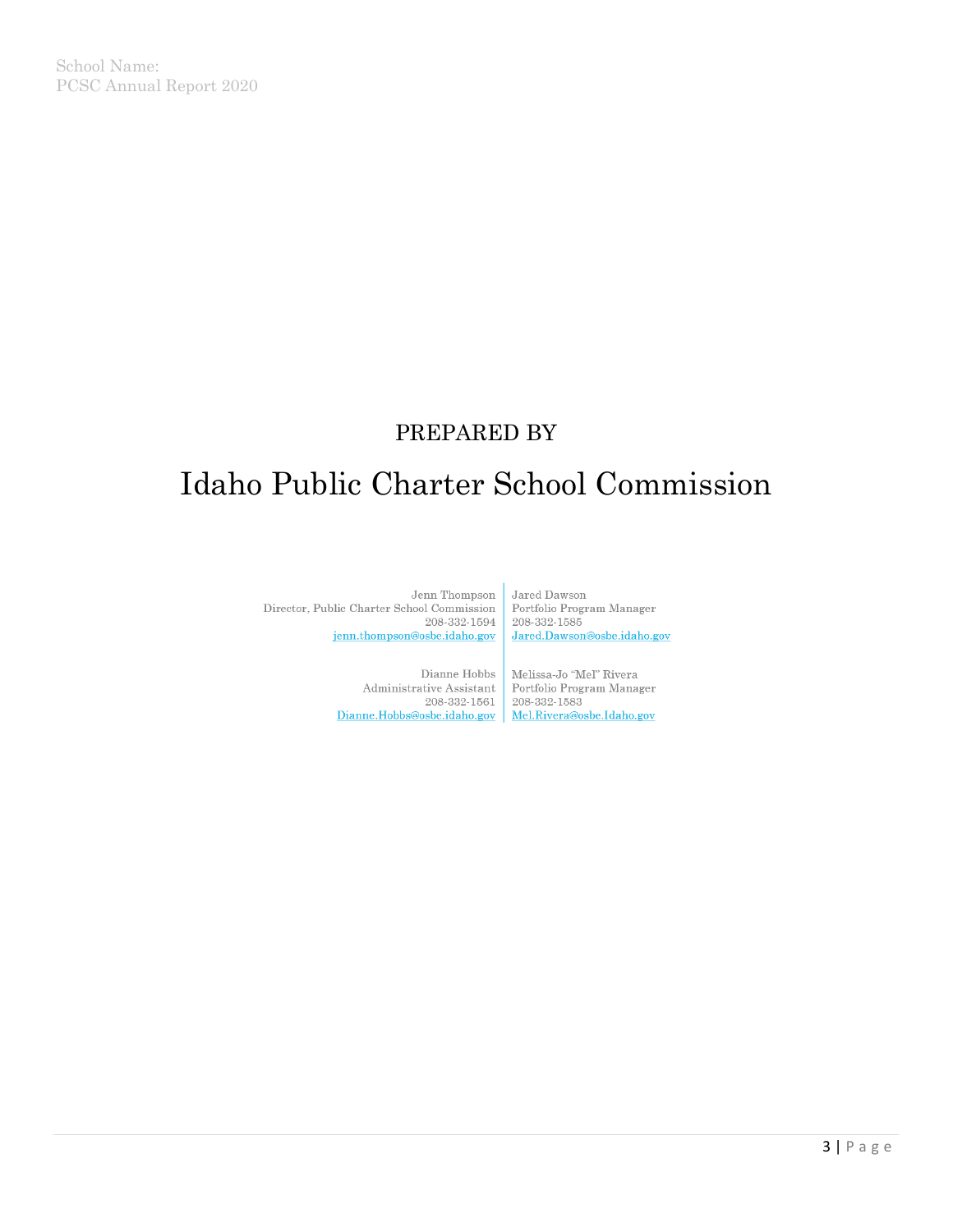PREPARED BY

# Idaho Public Charter School Commission

Jenn Thompson
Director, Public Charter School Commission
208-332-1594
jenn.thompson@osbe.idaho.gov

Jared Dawson
Portfolio Program Manager
208-332-1585
Jared.Dawson@osbe.idaho.gov

Dianne Hobbs
Administrative Assistant
208-332-1561
Dianne.Hobbs@osbe.idaho.gov

Melissa-Jo "Mel" Rivera
Portfolio Program Manager
208-332-1583
Mel.Rivera@osbe.Idaho.gov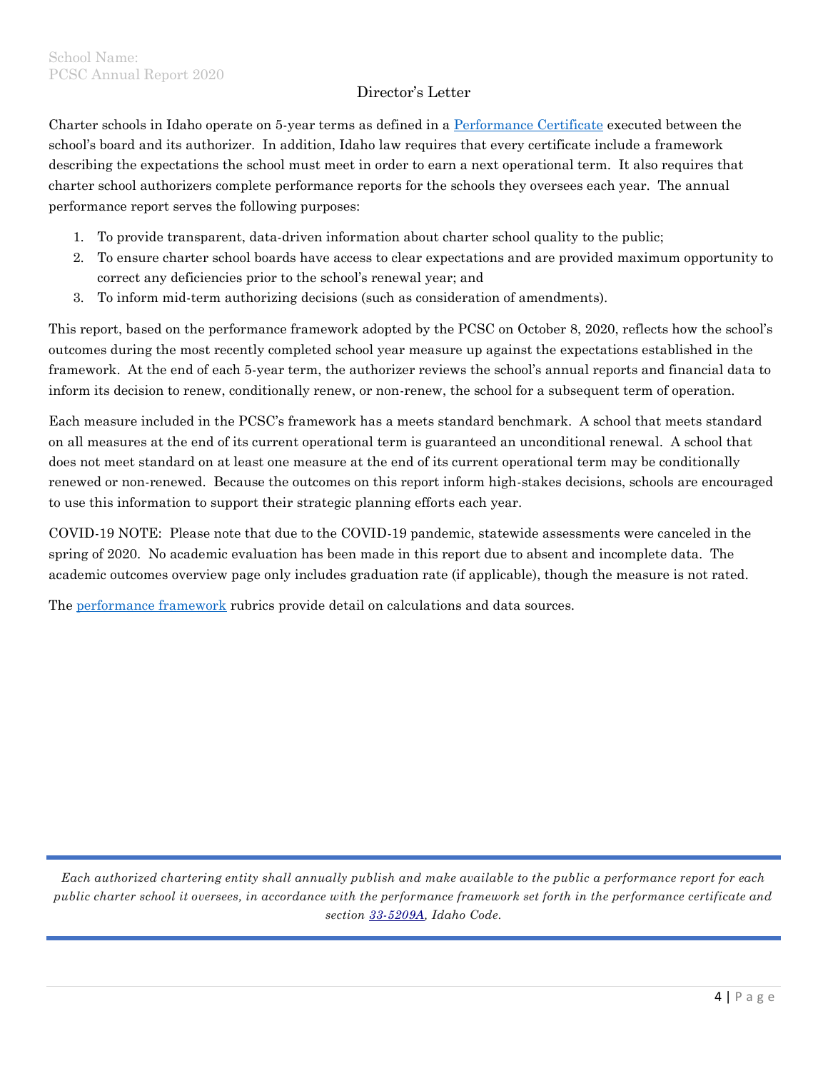## Director's Letter

Charter schools in Idaho operate on 5-year terms as defined in a Performance Certificate executed between the school's board and its authorizer. In addition, Idaho law requires that every certificate include a framework describing the expectations the school must meet in order to earn a next operational term. It also requires that charter school authorizers complete performance reports for the schools they oversees each year. The annual performance report serves the following purposes:

1. To provide transparent, data-driven information about charter school quality to the public;
2. To ensure charter school boards have access to clear expectations and are provided maximum opportunity to correct any deficiencies prior to the school's renewal year; and
3. To inform mid-term authorizing decisions (such as consideration of amendments).

This report, based on the performance framework adopted by the PCSC on October 8, 2020, reflects how the school's outcomes during the most recently completed school year measure up against the expectations established in the framework. At the end of each 5-year term, the authorizer reviews the school's annual reports and financial data to inform its decision to renew, conditionally renew, or non-renew, the school for a subsequent term of operation.

Each measure included in the PCSC's framework has a meets standard benchmark. A school that meets standard on all measures at the end of its current operational term is guaranteed an unconditional renewal. A school that does not meet standard on at least one measure at the end of its current operational term may be conditionally renewed or non-renewed. Because the outcomes on this report inform high-stakes decisions, schools are encouraged to use this information to support their strategic planning efforts each year.

COVID-19 NOTE: Please note that due to the COVID-19 pandemic, statewide assessments were canceled in the spring of 2020. No academic evaluation has been made in this report due to absent and incomplete data. The academic outcomes overview page only includes graduation rate (if applicable), though the measure is not rated.

The performance framework rubrics provide detail on calculations and data sources.

---

*Each authorized chartering entity shall annually publish and make available to the public a performance report for each public charter school it oversees, in accordance with the performance framework set forth in the performance certificate and section 33-5209A, Idaho Code.*

---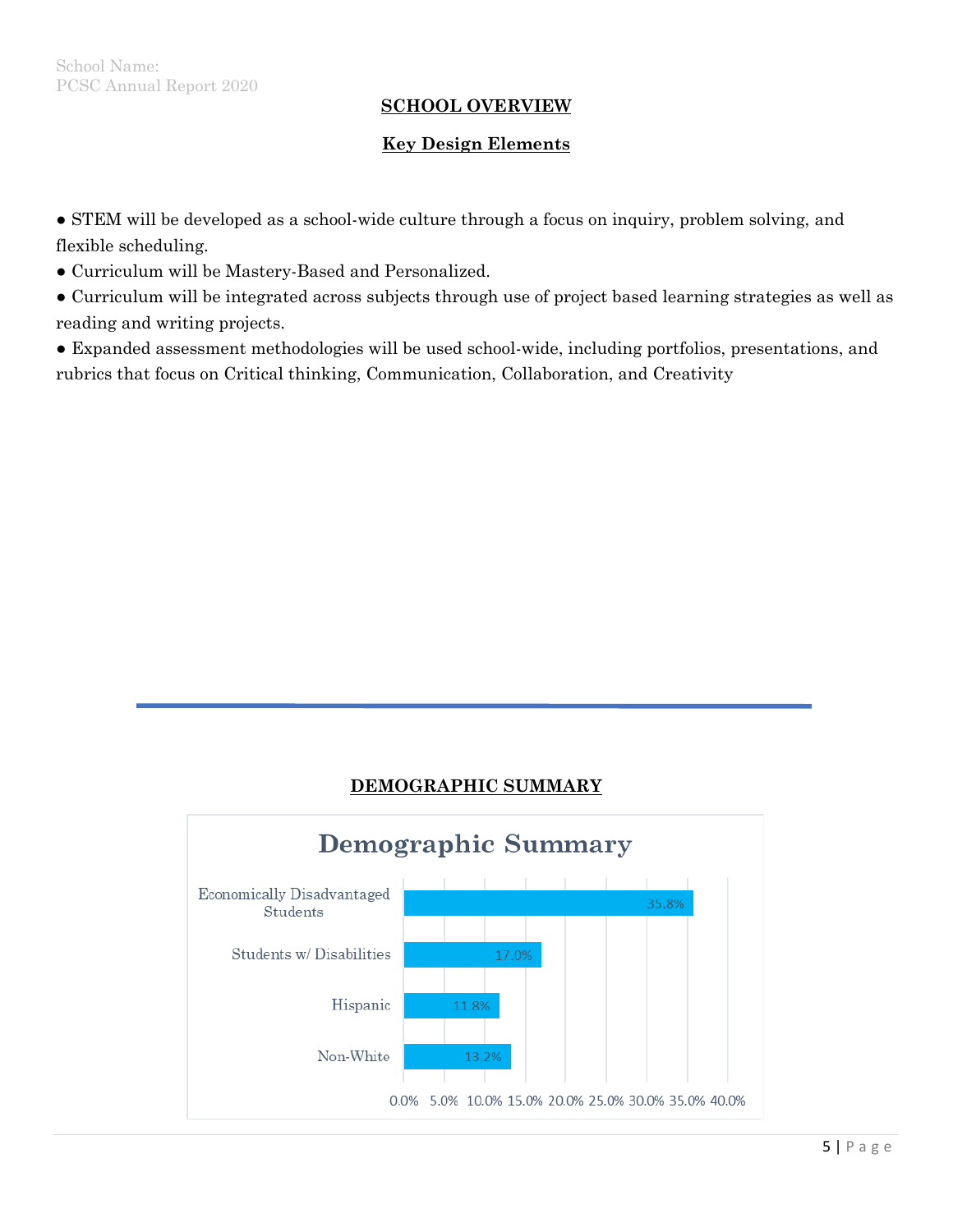## SCHOOL OVERVIEW

### Key Design Elements

- STEM will be developed as a school-wide culture through a focus on inquiry, problem solving, and flexible scheduling.
- Curriculum will be Mastery-Based and Personalized.
- Curriculum will be integrated across subjects through use of project based learning strategies as well as reading and writing projects.
- Expanded assessment methodologies will be used school-wide, including portfolios, presentations, and rubrics that focus on Critical thinking, Communication, Collaboration, and Creativity

---

## DEMOGRAPHIC SUMMARY

Demographic Summary

Economically Disadvantaged Students 35.8%

Students w/ Disabilities 17.0%

Hispanic 11.8%

Non-White 13.2%

0.0% 5.0% 10.0% 15.0% 20.0% 25.0% 30.0% 35.0% 40.0%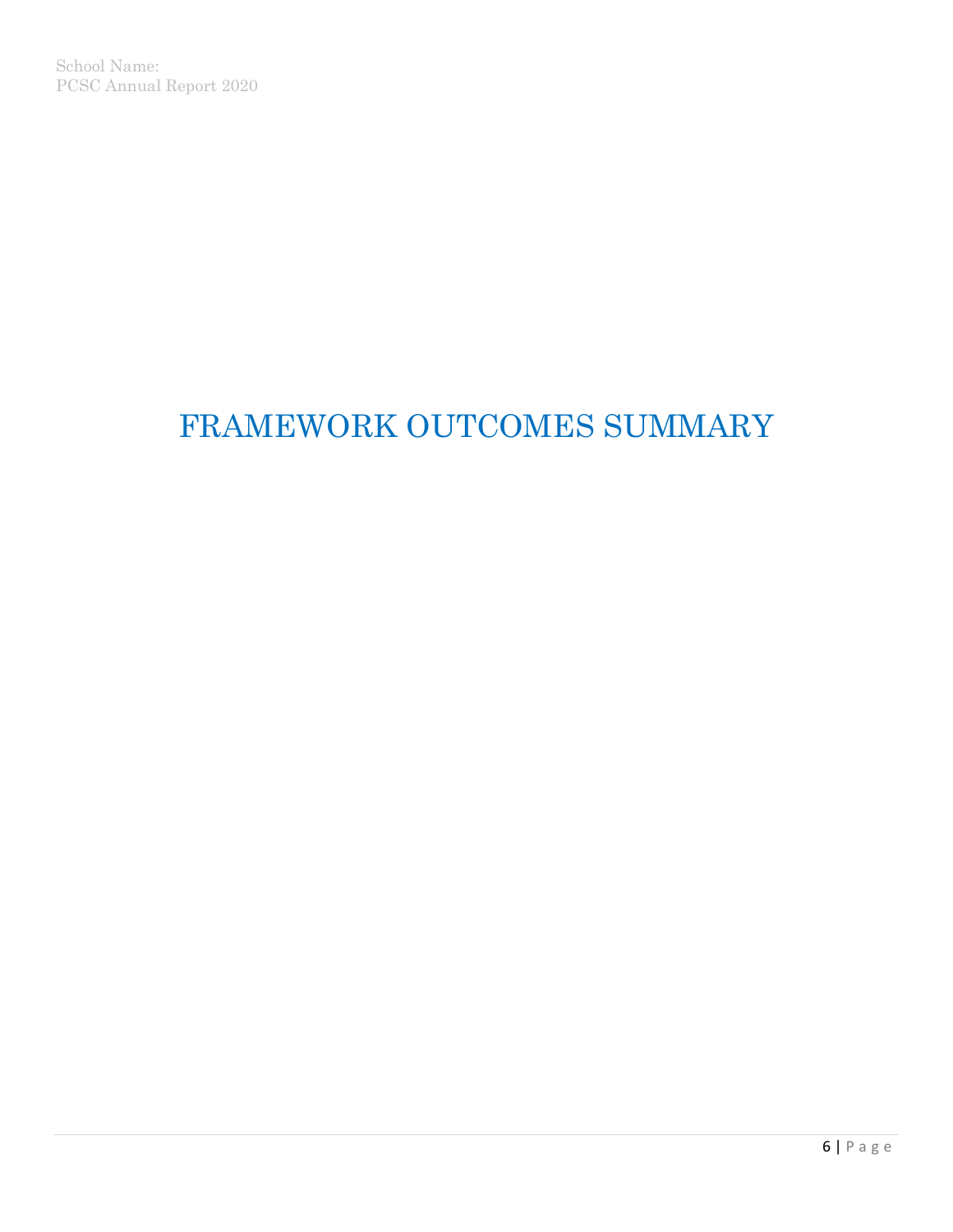# FRAMEWORK OUTCOMES SUMMARY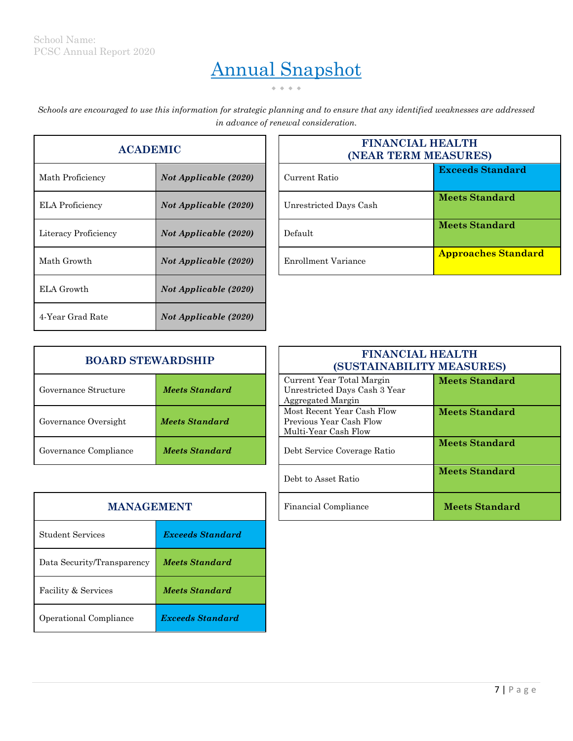# Annual Snapshot

*Schools are encouraged to use this information for strategic planning and to ensure that any identified weaknesses are addressed in advance of renewal consideration.*

| ACADEMIC | |
|---|---|
| Math Proficiency | ***Not Applicable (2020)*** |
| ELA Proficiency | ***Not Applicable (2020)*** |
| Literacy Proficiency | ***Not Applicable (2020)*** |
| Math Growth | ***Not Applicable (2020)*** |
| ELA Growth | ***Not Applicable (2020)*** |
| 4-Year Grad Rate | ***Not Applicable (2020)*** |

| FINANCIAL HEALTH (NEAR TERM MEASURES) | |
|---|---|
| Current Ratio | **Exceeds Standard** |
| Unrestricted Days Cash | **Meets Standard** |
| Default | **Meets Standard** |
| Enrollment Variance | **Approaches Standard** |

| BOARD STEWARDSHIP | |
|---|---|
| Governance Structure | ***Meets Standard*** |
| Governance Oversight | ***Meets Standard*** |
| Governance Compliance | ***Meets Standard*** |

| FINANCIAL HEALTH (SUSTAINABILITY MEASURES) | |
|---|---|
| Current Year Total Margin Unrestricted Days Cash 3 Year Aggregated Margin | **Meets Standard** |
| Most Recent Year Cash Flow Previous Year Cash Flow Multi-Year Cash Flow | **Meets Standard** |
| Debt Service Coverage Ratio | **Meets Standard** |
| Debt to Asset Ratio | **Meets Standard** |
| Financial Compliance | **Meets Standard** |

| MANAGEMENT | |
|---|---|
| Student Services | ***Exceeds Standard*** |
| Data Security/Transparency | ***Meets Standard*** |
| Facility & Services | ***Meets Standard*** |
| Operational Compliance | ***Exceeds Standard*** |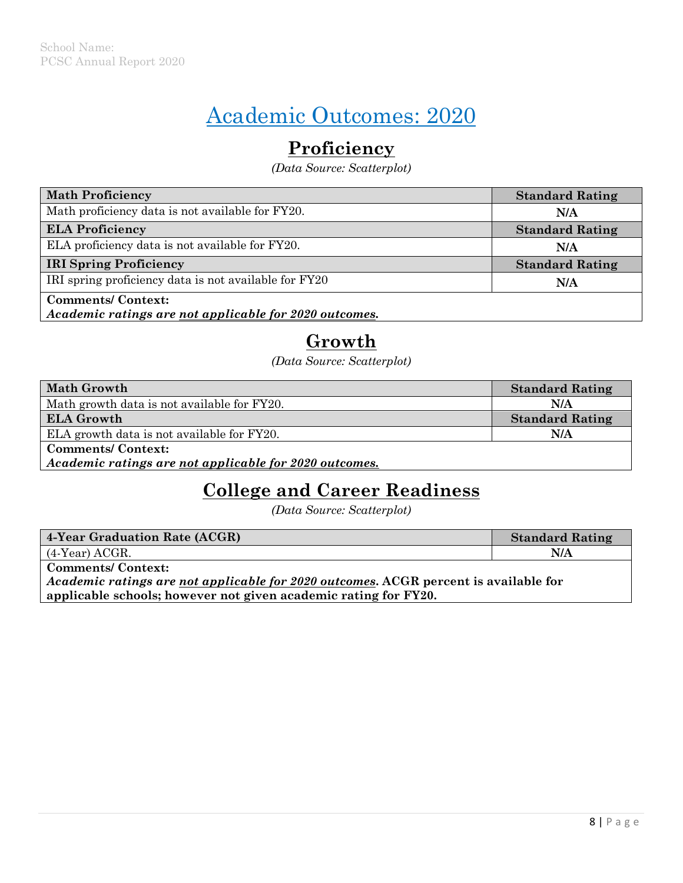# Academic Outcomes: 2020

## Proficiency

*(Data Source: Scatterplot)*

| Math Proficiency | Standard Rating |
|---|---|
| Math proficiency data is not available for FY20. | **N/A** |
| **ELA Proficiency** | **Standard Rating** |
| ELA proficiency data is not available for FY20. | **N/A** |
| **IRI Spring Proficiency** | **Standard Rating** |
| IRI spring proficiency data is not available for FY20 | **N/A** |
| **Comments/ Context:** ***Academic ratings are not applicable for 2020 outcomes.*** | |

## Growth

*(Data Source: Scatterplot)*

| Math Growth | Standard Rating |
|---|---|
| Math growth data is not available for FY20. | **N/A** |
| **ELA Growth** | **Standard Rating** |
| ELA growth data is not available for FY20. | **N/A** |
| **Comments/ Context:** ***Academic ratings are not applicable for 2020 outcomes.*** | |

## College and Career Readiness

*(Data Source: Scatterplot)*

| 4-Year Graduation Rate (ACGR) | Standard Rating |
|---|---|
| (4-Year) ACGR. | **N/A** |
| **Comments/ Context:** ***Academic ratings are not applicable for 2020 outcomes*. ACGR percent is available for applicable schools; however not given academic rating for FY20.** | |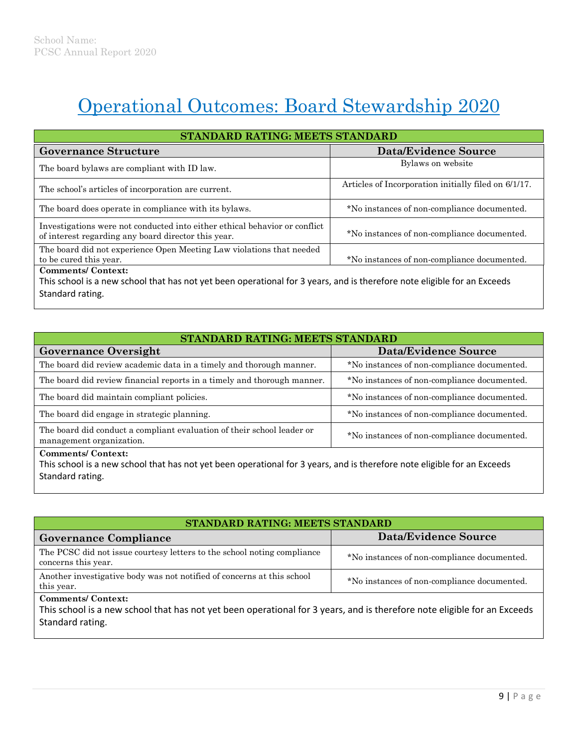# Operational Outcomes: Board Stewardship 2020

| STANDARD RATING: MEETS STANDARD | |
|---|---|
| **Governance Structure** | **Data/Evidence Source** |
| The board bylaws are compliant with ID law. | Bylaws on website |
| The school's articles of incorporation are current. | Articles of Incorporation initially filed on 6/1/17. |
| The board does operate in compliance with its bylaws. | *No instances of non-compliance documented. |
| Investigations were not conducted into either ethical behavior or conflict of interest regarding any board director this year. | *No instances of non-compliance documented. |
| The board did not experience Open Meeting Law violations that needed to be cured this year. | *No instances of non-compliance documented. |
| **Comments/ Context:** This school is a new school that has not yet been operational for 3 years, and is therefore note eligible for an Exceeds Standard rating. | |

| STANDARD RATING: MEETS STANDARD | |
|---|---|
| **Governance Oversight** | **Data/Evidence Source** |
| The board did review academic data in a timely and thorough manner. | *No instances of non-compliance documented. |
| The board did review financial reports in a timely and thorough manner. | *No instances of non-compliance documented. |
| The board did maintain compliant policies. | *No instances of non-compliance documented. |
| The board did engage in strategic planning. | *No instances of non-compliance documented. |
| The board did conduct a compliant evaluation of their school leader or management organization. | *No instances of non-compliance documented. |
| **Comments/ Context:** This school is a new school that has not yet been operational for 3 years, and is therefore note eligible for an Exceeds Standard rating. | |

| STANDARD RATING: MEETS STANDARD | |
|---|---|
| **Governance Compliance** | **Data/Evidence Source** |
| The PCSC did not issue courtesy letters to the school noting compliance concerns this year. | *No instances of non-compliance documented. |
| Another investigative body was not notified of concerns at this school this year. | *No instances of non-compliance documented. |
| **Comments/ Context:** This school is a new school that has not yet been operational for 3 years, and is therefore note eligible for an Exceeds Standard rating. | |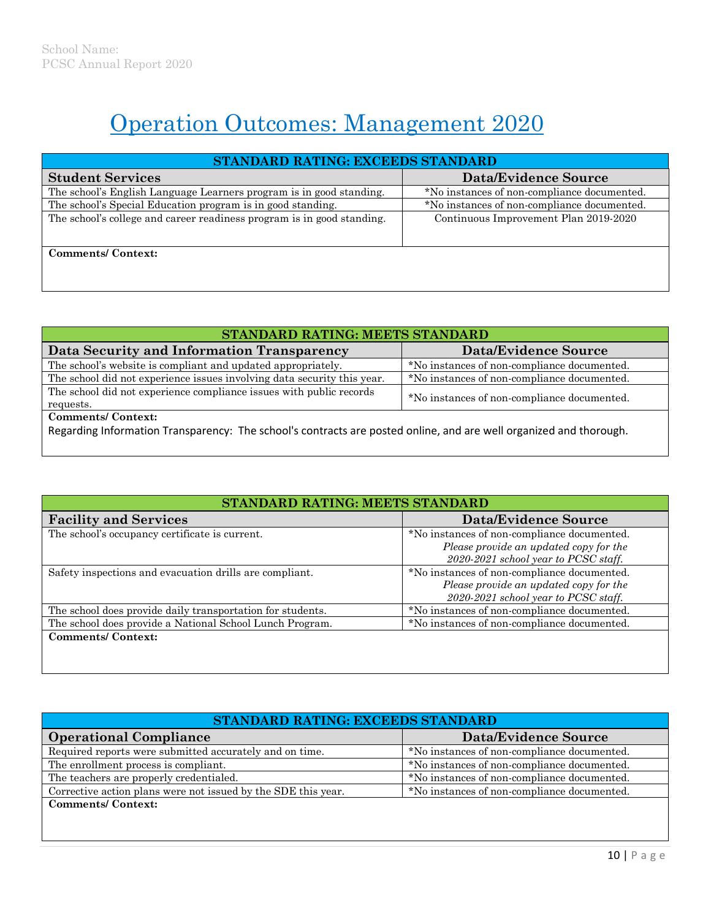# Operation Outcomes: Management 2020

| STANDARD RATING: EXCEEDS STANDARD | |
|---|---|
| **Student Services** | **Data/Evidence Source** |
| The school's English Language Learners program is in good standing. | *No instances of non-compliance documented. |
| The school's Special Education program is in good standing. | *No instances of non-compliance documented. |
| The school's college and career readiness program is in good standing. | Continuous Improvement Plan 2019-2020 |
| **Comments/ Context:** | |

| STANDARD RATING: MEETS STANDARD | |
|---|---|
| **Data Security and Information Transparency** | **Data/Evidence Source** |
| The school's website is compliant and updated appropriately. | *No instances of non-compliance documented. |
| The school did not experience issues involving data security this year. | *No instances of non-compliance documented. |
| The school did not experience compliance issues with public records requests. | *No instances of non-compliance documented. |
| **Comments/ Context:** Regarding Information Transparency: The school's contracts are posted online, and are well organized and thorough. | |

| STANDARD RATING: MEETS STANDARD | |
|---|---|
| **Facility and Services** | **Data/Evidence Source** |
| The school's occupancy certificate is current. | *No instances of non-compliance documented. *Please provide an updated copy for the 2020-2021 school year to PCSC staff.* |
| Safety inspections and evacuation drills are compliant. | *No instances of non-compliance documented. *Please provide an updated copy for the 2020-2021 school year to PCSC staff.* |
| The school does provide daily transportation for students. | *No instances of non-compliance documented. |
| The school does provide a National School Lunch Program. | *No instances of non-compliance documented. |
| **Comments/ Context:** | |

| STANDARD RATING: EXCEEDS STANDARD | |
|---|---|
| **Operational Compliance** | **Data/Evidence Source** |
| Required reports were submitted accurately and on time. | *No instances of non-compliance documented. |
| The enrollment process is compliant. | *No instances of non-compliance documented. |
| The teachers are properly credentialed. | *No instances of non-compliance documented. |
| Corrective action plans were not issued by the SDE this year. | *No instances of non-compliance documented. |
| **Comments/ Context:** | |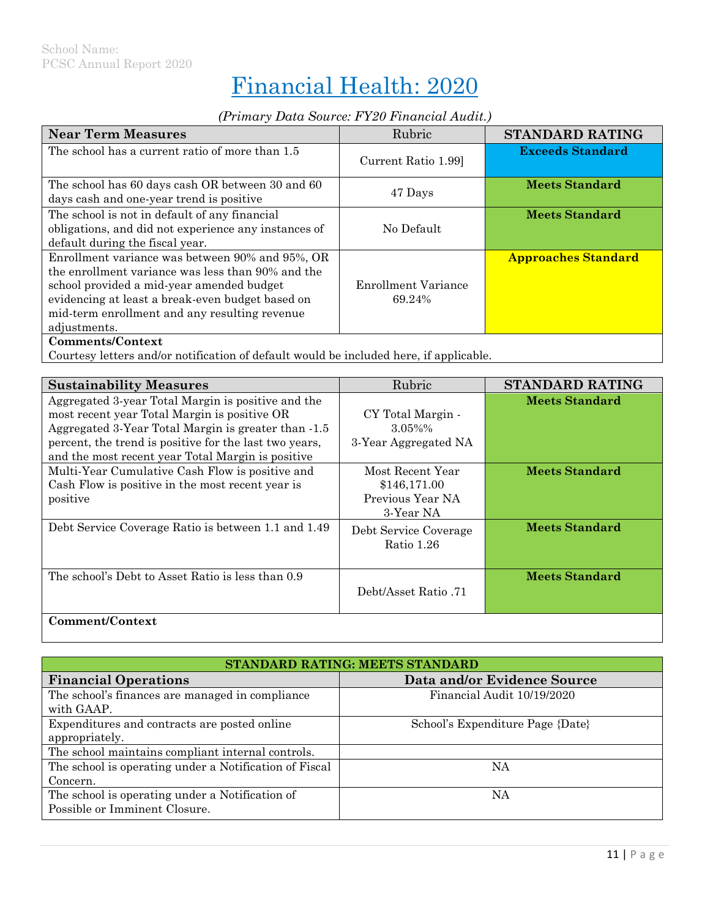School Name:
PCSC Annual Report 2020

# Financial Health: 2020

*(Primary Data Source: FY20 Financial Audit.)*

| Near Term Measures | Rubric | STANDARD RATING |
| --- | --- | --- |
| The school has a current ratio of more than 1.5 | Current Ratio 1.99] | **Exceeds Standard** |
| The school has 60 days cash OR between 30 and 60 days cash and one-year trend is positive | 47 Days | **Meets Standard** |
| The school is not in default of any financial obligations, and did not experience any instances of default during the fiscal year. | No Default | **Meets Standard** |
| Enrollment variance was between 90% and 95%, OR the enrollment variance was less than 90% and the school provided a mid-year amended budget evidencing at least a break-even budget based on mid-term enrollment and any resulting revenue adjustments. | Enrollment Variance 69.24% | **Approaches Standard** |
| **Comments/Context**<br>Courtesy letters and/or notification of default would be included here, if applicable. | | |

| Sustainability Measures | Rubric | STANDARD RATING |
| --- | --- | --- |
| Aggregated 3-year Total Margin is positive and the most recent year Total Margin is positive OR Aggregated 3-Year Total Margin is greater than -1.5 percent, the trend is positive for the last two years, and the most recent year Total Margin is positive | CY Total Margin - 3.05%%<br>3-Year Aggregated NA | **Meets Standard** |
| Multi-Year Cumulative Cash Flow is positive and Cash Flow is positive in the most recent year is positive | Most Recent Year $146,171.00<br>Previous Year NA<br>3-Year NA | **Meets Standard** |
| Debt Service Coverage Ratio is between 1.1 and 1.49 | Debt Service Coverage Ratio 1.26 | **Meets Standard** |
| The school's Debt to Asset Ratio is less than 0.9 | Debt/Asset Ratio .71 | **Meets Standard** |
| **Comment/Context** | | |

| STANDARD RATING: MEETS STANDARD | |
| --- | --- |
| **Financial Operations** | **Data and/or Evidence Source** |
| The school's finances are managed in compliance with GAAP. | Financial Audit 10/19/2020 |
| Expenditures and contracts are posted online appropriately. | School's Expenditure Page {Date} |
| The school maintains compliant internal controls. | |
| The school is operating under a Notification of Fiscal Concern. | NA |
| The school is operating under a Notification of Possible or Imminent Closure. | NA |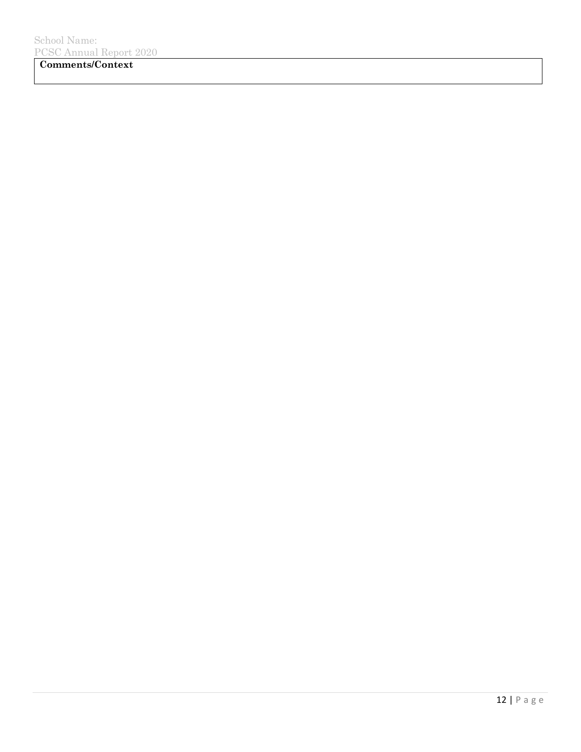| Comments/Context |
| --- |
| |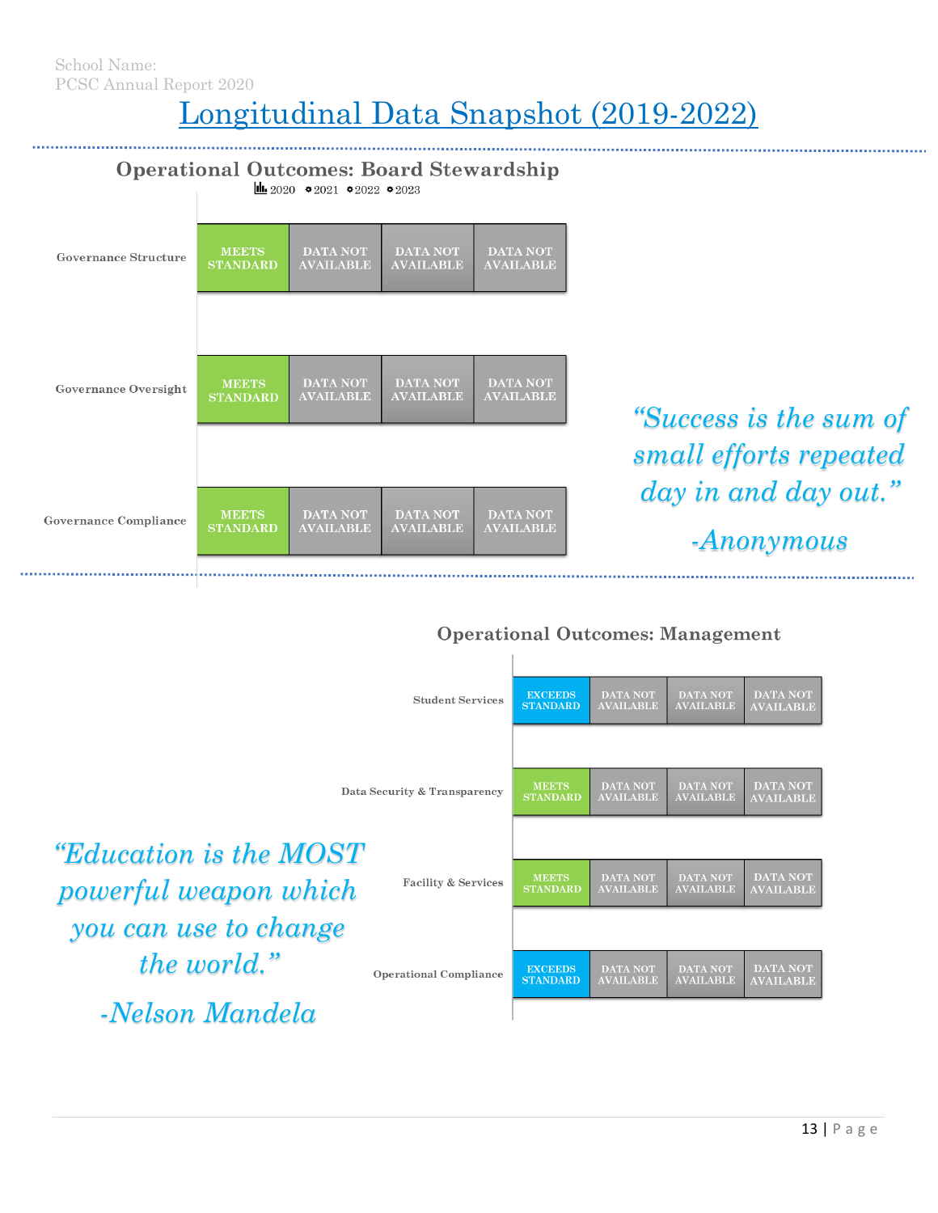School Name:
PCSC Annual Report 2020

# Longitudinal Data Snapshot (2019-2022)

## Operational Outcomes: Board Stewardship

2020 2021 2022 2023

Governance Structure
MEETS STANDARD
DATA NOT AVAILABLE
DATA NOT AVAILABLE
DATA NOT AVAILABLE

Governance Oversight
MEETS STANDARD
DATA NOT AVAILABLE
DATA NOT AVAILABLE
DATA NOT AVAILABLE

Governance Compliance
MEETS STANDARD
DATA NOT AVAILABLE
DATA NOT AVAILABLE
DATA NOT AVAILABLE

*"Success is the sum of small efforts repeated day in and day out."*

*-Anonymous*

## Operational Outcomes: Management

Student Services
EXCEEDS STANDARD
DATA NOT AVAILABLE
DATA NOT AVAILABLE
DATA NOT AVAILABLE

Data Security & Transparency
MEETS STANDARD
DATA NOT AVAILABLE
DATA NOT AVAILABLE
DATA NOT AVAILABLE

Facility & Services
MEETS STANDARD
DATA NOT AVAILABLE
DATA NOT AVAILABLE
DATA NOT AVAILABLE

Operational Compliance
EXCEEDS STANDARD
DATA NOT AVAILABLE
DATA NOT AVAILABLE
DATA NOT AVAILABLE

*"Education is the MOST powerful weapon which you can use to change the world."*

*-Nelson Mandela*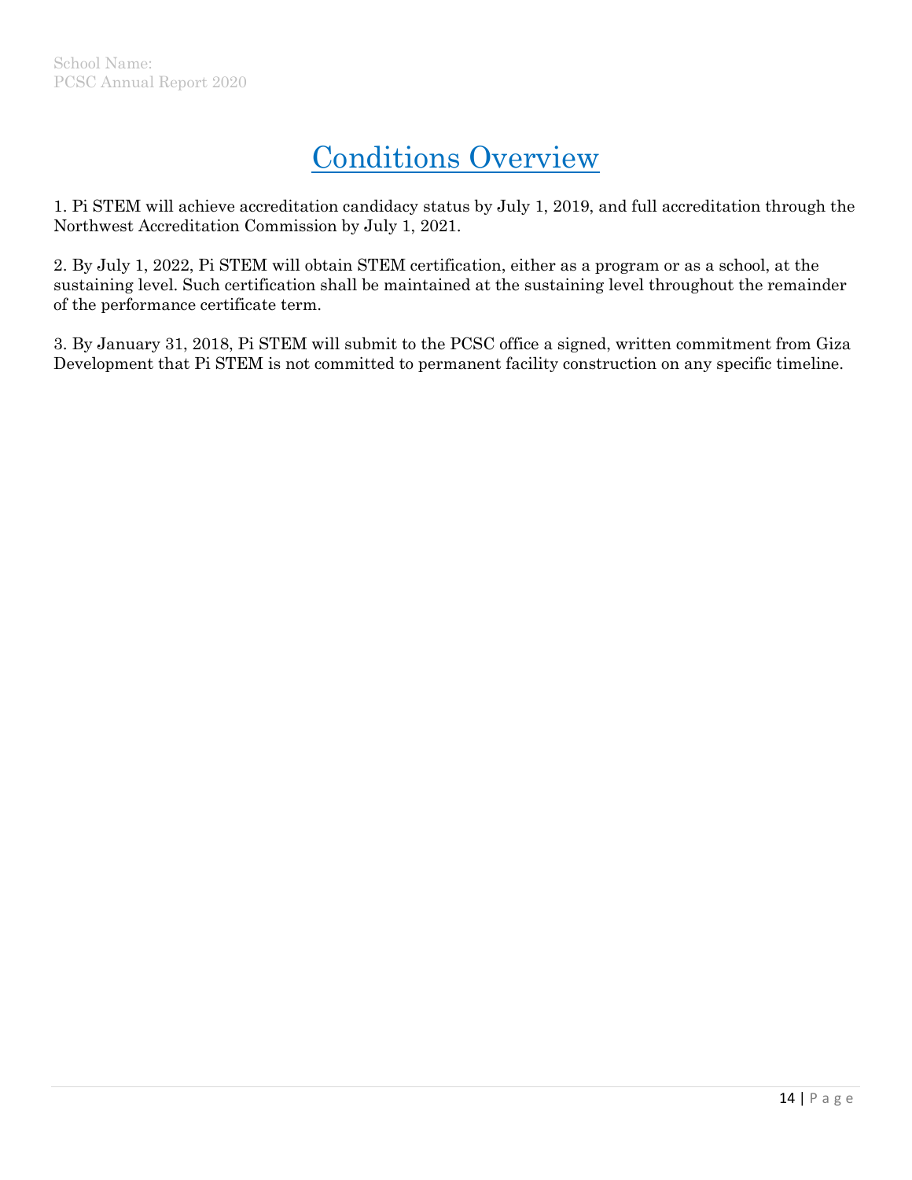# Conditions Overview

1. Pi STEM will achieve accreditation candidacy status by July 1, 2019, and full accreditation through the Northwest Accreditation Commission by July 1, 2021.

2. By July 1, 2022, Pi STEM will obtain STEM certification, either as a program or as a school, at the sustaining level. Such certification shall be maintained at the sustaining level throughout the remainder of the performance certificate term.

3. By January 31, 2018, Pi STEM will submit to the PCSC office a signed, written commitment from Giza Development that Pi STEM is not committed to permanent facility construction on any specific timeline.